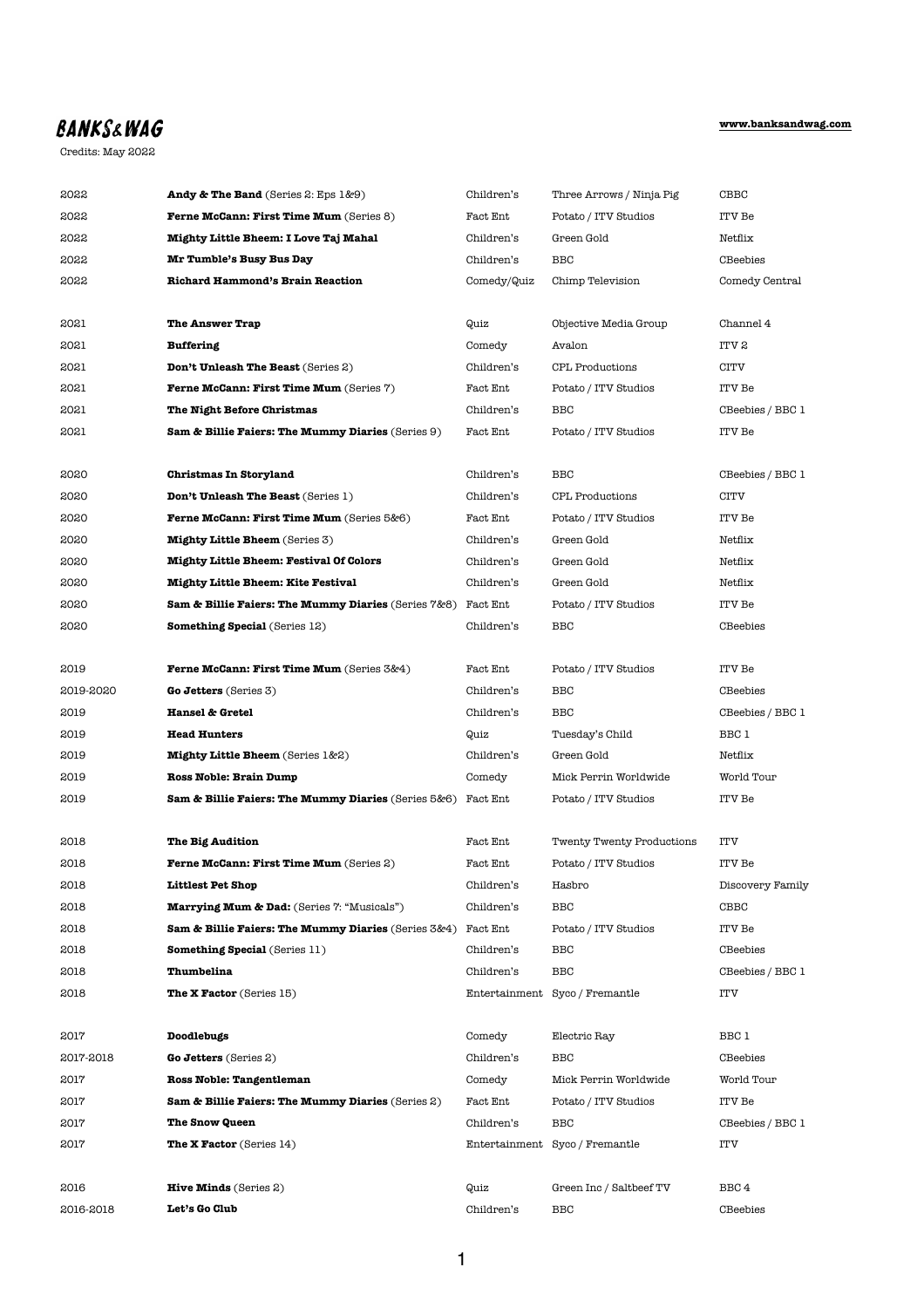# BANKS&WAG

Credits: May 2022

**www.banksandwag.com**

| | | | | |
|---|---|---|---|---|
| 2022 | **Andy & The Band** (Series 2: Eps 1&9) | Children's | Three Arrows / Ninja Pig | CBBC |
| 2022 | **Ferne McCann: First Time Mum** (Series 8) | Fact Ent | Potato / ITV Studios | ITV Be |
| 2022 | **Mighty Little Bheem: I Love Taj Mahal** | Children's | Green Gold | Netflix |
| 2022 | **Mr Tumble's Busy Bus Day** | Children's | BBC | CBeebies |
| 2022 | **Richard Hammond's Brain Reaction** | Comedy/Quiz | Chimp Television | Comedy Central |
| | | | | |
| 2021 | **The Answer Trap** | Quiz | Objective Media Group | Channel 4 |
| 2021 | **Buffering** | Comedy | Avalon | ITV 2 |
| 2021 | **Don't Unleash The Beast** (Series 2) | Children's | CPL Productions | CITV |
| 2021 | **Ferne McCann: First Time Mum** (Series 7) | Fact Ent | Potato / ITV Studios | ITV Be |
| 2021 | **The Night Before Christmas** | Children's | BBC | CBeebies / BBC 1 |
| 2021 | **Sam & Billie Faiers: The Mummy Diaries** (Series 9) | Fact Ent | Potato / ITV Studios | ITV Be |
| | | | | |
| 2020 | **Christmas In Storyland** | Children's | BBC | CBeebies / BBC 1 |
| 2020 | **Don't Unleash The Beast** (Series 1) | Children's | CPL Productions | CITV |
| 2020 | **Ferne McCann: First Time Mum** (Series 5&6) | Fact Ent | Potato / ITV Studios | ITV Be |
| 2020 | **Mighty Little Bheem** (Series 3) | Children's | Green Gold | Netflix |
| 2020 | **Mighty Little Bheem: Festival Of Colors** | Children's | Green Gold | Netflix |
| 2020 | **Mighty Little Bheem: Kite Festival** | Children's | Green Gold | Netflix |
| 2020 | **Sam & Billie Faiers: The Mummy Diaries** (Series 7&8) | Fact Ent | Potato / ITV Studios | ITV Be |
| 2020 | **Something Special** (Series 12) | Children's | BBC | CBeebies |
| | | | | |
| 2019 | **Ferne McCann: First Time Mum** (Series 3&4) | Fact Ent | Potato / ITV Studios | ITV Be |
| 2019-2020 | **Go Jetters** (Series 3) | Children's | BBC | CBeebies |
| 2019 | **Hansel & Gretel** | Children's | BBC | CBeebies / BBC 1 |
| 2019 | **Head Hunters** | Quiz | Tuesday's Child | BBC 1 |
| 2019 | **Mighty Little Bheem** (Series 1&2) | Children's | Green Gold | Netflix |
| 2019 | **Ross Noble: Brain Dump** | Comedy | Mick Perrin Worldwide | World Tour |
| 2019 | **Sam & Billie Faiers: The Mummy Diaries** (Series 5&6) | Fact Ent | Potato / ITV Studios | ITV Be |
| | | | | |
| 2018 | **The Big Audition** | Fact Ent | Twenty Twenty Productions | ITV |
| 2018 | **Ferne McCann: First Time Mum** (Series 2) | Fact Ent | Potato / ITV Studios | ITV Be |
| 2018 | **Littlest Pet Shop** | Children's | Hasbro | Discovery Family |
| 2018 | **Marrying Mum & Dad:** (Series 7: "Musicals") | Children's | BBC | CBBC |
| 2018 | **Sam & Billie Faiers: The Mummy Diaries** (Series 3&4) | Fact Ent | Potato / ITV Studios | ITV Be |
| 2018 | **Something Special** (Series 11) | Children's | BBC | CBeebies |
| 2018 | **Thumbelina** | Children's | BBC | CBeebies / BBC 1 |
| 2018 | **The X Factor** (Series 15) | Entertainment | Syco / Fremantle | ITV |
| | | | | |
| 2017 | **Doodlebugs** | Comedy | Electric Ray | BBC 1 |
| 2017-2018 | **Go Jetters** (Series 2) | Children's | BBC | CBeebies |
| 2017 | **Ross Noble: Tangentleman** | Comedy | Mick Perrin Worldwide | World Tour |
| 2017 | **Sam & Billie Faiers: The Mummy Diaries** (Series 2) | Fact Ent | Potato / ITV Studios | ITV Be |
| 2017 | **The Snow Queen** | Children's | BBC | CBeebies / BBC 1 |
| 2017 | **The X Factor** (Series 14) | Entertainment | Syco / Fremantle | ITV |
| | | | | |
| 2016 | **Hive Minds** (Series 2) | Quiz | Green Inc / Saltbeef TV | BBC 4 |
| 2016-2018 | **Let's Go Club** | Children's | BBC | CBeebies |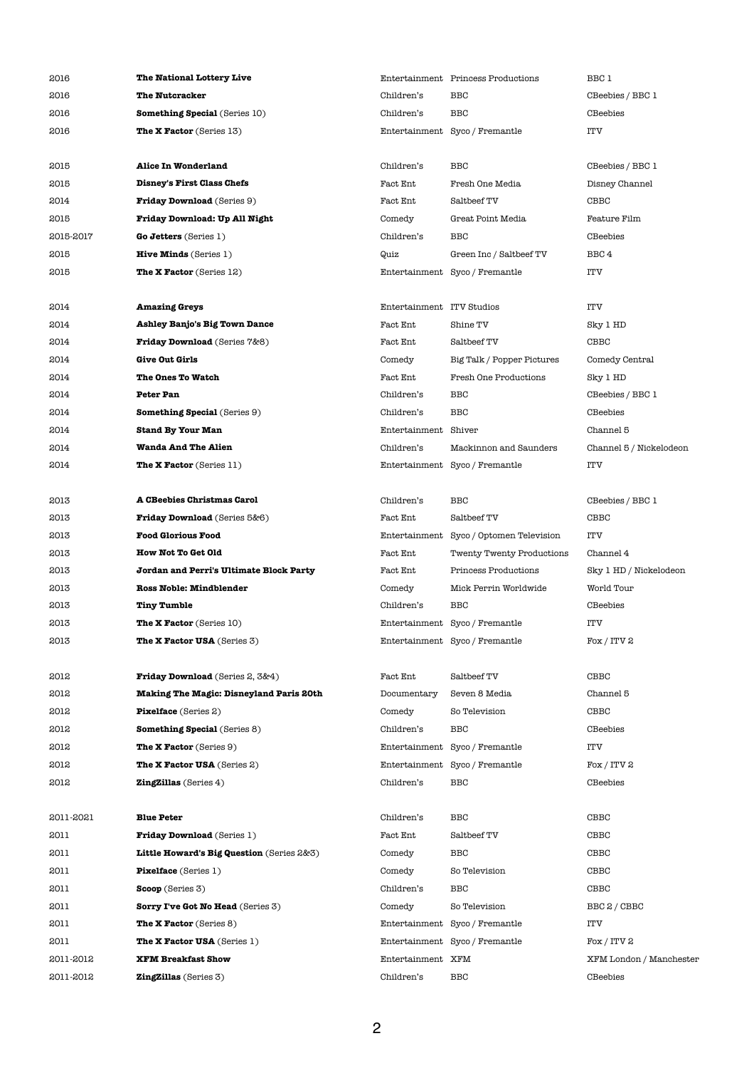| | | | | |
|---|---|---|---|---|
| 2016 | **The National Lottery Live** | Entertainment | Princess Productions | BBC 1 |
| 2016 | **The Nutcracker** | Children's | BBC | CBeebies / BBC 1 |
| 2016 | **Something Special** (Series 10) | Children's | BBC | CBeebies |
| 2016 | **The X Factor** (Series 13) | Entertainment | Syco / Fremantle | ITV |
| | | | | |
| 2015 | **Alice In Wonderland** | Children's | BBC | CBeebies / BBC 1 |
| 2015 | **Disney's First Class Chefs** | Fact Ent | Fresh One Media | Disney Channel |
| 2014 | **Friday Download** (Series 9) | Fact Ent | Saltbeef TV | CBBC |
| 2015 | **Friday Download: Up All Night** | Comedy | Great Point Media | Feature Film |
| 2015-2017 | **Go Jetters** (Series 1) | Children's | BBC | CBeebies |
| 2015 | **Hive Minds** (Series 1) | Quiz | Green Inc / Saltbeef TV | BBC 4 |
| 2015 | **The X Factor** (Series 12) | Entertainment | Syco / Fremantle | ITV |
| | | | | |
| 2014 | **Amazing Greys** | Entertainment | ITV Studios | ITV |
| 2014 | **Ashley Banjo's Big Town Dance** | Fact Ent | Shine TV | Sky 1 HD |
| 2014 | **Friday Download** (Series 7&8) | Fact Ent | Saltbeef TV | CBBC |
| 2014 | **Give Out Girls** | Comedy | Big Talk / Popper Pictures | Comedy Central |
| 2014 | **The Ones To Watch** | Fact Ent | Fresh One Productions | Sky 1 HD |
| 2014 | **Peter Pan** | Children's | BBC | CBeebies / BBC 1 |
| 2014 | **Something Special** (Series 9) | Children's | BBC | CBeebies |
| 2014 | **Stand By Your Man** | Entertainment | Shiver | Channel 5 |
| 2014 | **Wanda And The Alien** | Children's | Mackinnon and Saunders | Channel 5 / Nickelodeon |
| 2014 | **The X Factor** (Series 11) | Entertainment | Syco / Fremantle | ITV |
| | | | | |
| 2013 | **A CBeebies Christmas Carol** | Children's | BBC | CBeebies / BBC 1 |
| 2013 | **Friday Download** (Series 5&6) | Fact Ent | Saltbeef TV | CBBC |
| 2013 | **Food Glorious Food** | Entertainment | Syco / Optomen Television | ITV |
| 2013 | **How Not To Get Old** | Fact Ent | Twenty Twenty Productions | Channel 4 |
| 2013 | **Jordan and Perri's Ultimate Block Party** | Fact Ent | Princess Productions | Sky 1 HD / Nickelodeon |
| 2013 | **Ross Noble: Mindblender** | Comedy | Mick Perrin Worldwide | World Tour |
| 2013 | **Tiny Tumble** | Children's | BBC | CBeebies |
| 2013 | **The X Factor** (Series 10) | Entertainment | Syco / Fremantle | ITV |
| 2013 | **The X Factor USA** (Series 3) | Entertainment | Syco / Fremantle | Fox / ITV 2 |
| | | | | |
| 2012 | **Friday Download** (Series 2, 3&4) | Fact Ent | Saltbeef TV | CBBC |
| 2012 | **Making The Magic: Disneyland Paris 20th** | Documentary | Seven 8 Media | Channel 5 |
| 2012 | **Pixelface** (Series 2) | Comedy | So Television | CBBC |
| 2012 | **Something Special** (Series 8) | Children's | BBC | CBeebies |
| 2012 | **The X Factor** (Series 9) | Entertainment | Syco / Fremantle | ITV |
| 2012 | **The X Factor USA** (Series 2) | Entertainment | Syco / Fremantle | Fox / ITV 2 |
| 2012 | **ZingZillas** (Series 4) | Children's | BBC | CBeebies |
| | | | | |
| 2011-2021 | **Blue Peter** | Children's | BBC | CBBC |
| 2011 | **Friday Download** (Series 1) | Fact Ent | Saltbeef TV | CBBC |
| 2011 | **Little Howard's Big Question** (Series 2&3) | Comedy | BBC | CBBC |
| 2011 | **Pixelface** (Series 1) | Comedy | So Television | CBBC |
| 2011 | **Scoop** (Series 3) | Children's | BBC | CBBC |
| 2011 | **Sorry I've Got No Head** (Series 3) | Comedy | So Television | BBC 2 / CBBC |
| 2011 | **The X Factor** (Series 8) | Entertainment | Syco / Fremantle | ITV |
| 2011 | **The X Factor USA** (Series 1) | Entertainment | Syco / Fremantle | Fox / ITV 2 |
| 2011-2012 | **XFM Breakfast Show** | Entertainment | XFM | XFM London / Manchester |
| 2011-2012 | **ZingZillas** (Series 3) | Children's | BBC | CBeebies |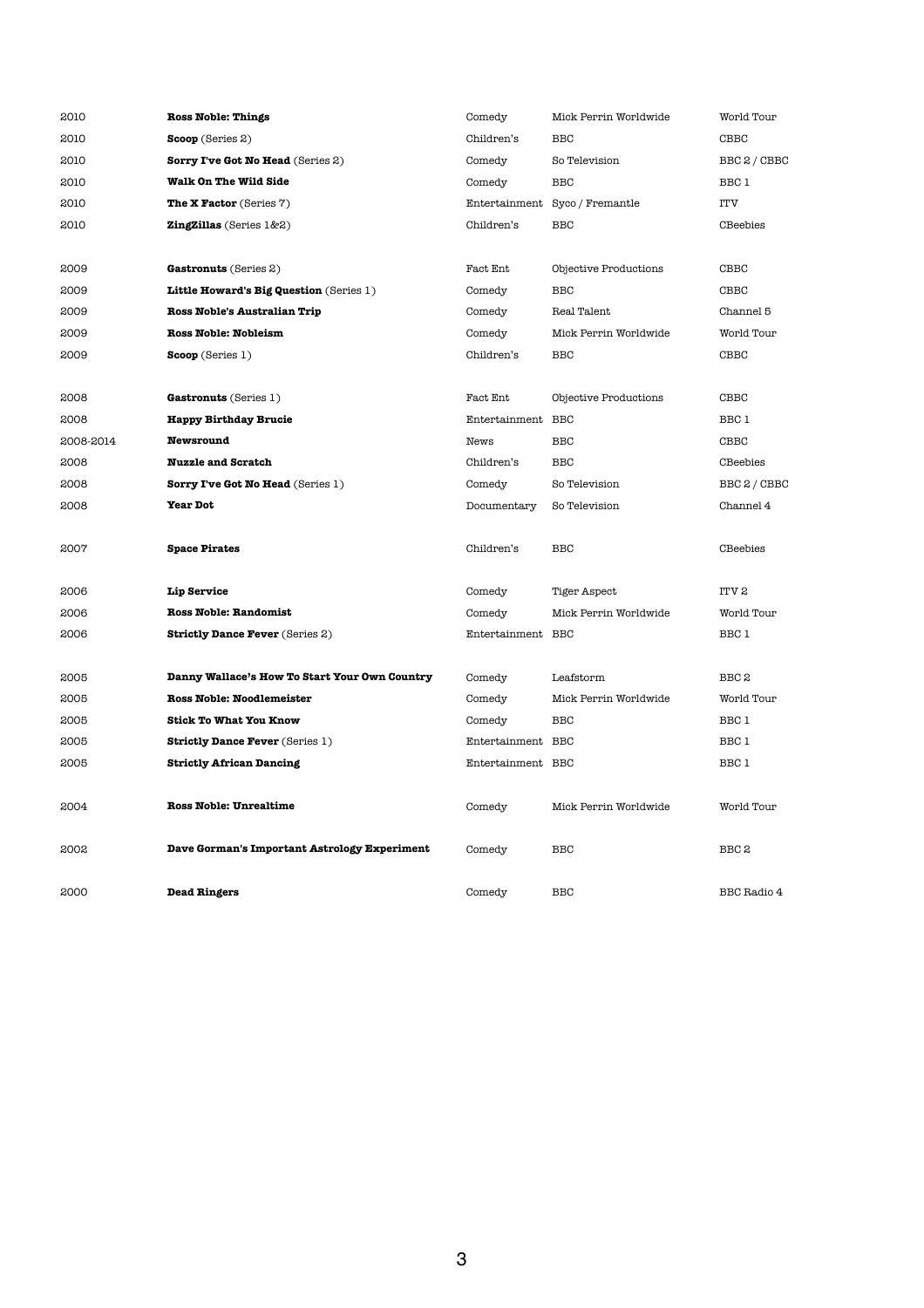| | | | | |
|---|---|---|---|---|
| 2010 | **Ross Noble: Things** | Comedy | Mick Perrin Worldwide | World Tour |
| 2010 | **Scoop** (Series 2) | Children's | BBC | CBBC |
| 2010 | **Sorry I've Got No Head** (Series 2) | Comedy | So Television | BBC 2 / CBBC |
| 2010 | **Walk On The Wild Side** | Comedy | BBC | BBC 1 |
| 2010 | **The X Factor** (Series 7) | Entertainment | Syco / Fremantle | ITV |
| 2010 | **ZingZillas** (Series 1&2) | Children's | BBC | CBeebies |
| | | | | |
| 2009 | **Gastronuts** (Series 2) | Fact Ent | Objective Productions | CBBC |
| 2009 | **Little Howard's Big Question** (Series 1) | Comedy | BBC | CBBC |
| 2009 | **Ross Noble's Australian Trip** | Comedy | Real Talent | Channel 5 |
| 2009 | **Ross Noble: Nobleism** | Comedy | Mick Perrin Worldwide | World Tour |
| 2009 | **Scoop** (Series 1) | Children's | BBC | CBBC |
| | | | | |
| 2008 | **Gastronuts** (Series 1) | Fact Ent | Objective Productions | CBBC |
| 2008 | **Happy Birthday Brucie** | Entertainment | BBC | BBC 1 |
| 2008-2014 | **Newsround** | News | BBC | CBBC |
| 2008 | **Nuzzle and Scratch** | Children's | BBC | CBeebies |
| 2008 | **Sorry I've Got No Head** (Series 1) | Comedy | So Television | BBC 2 / CBBC |
| 2008 | **Year Dot** | Documentary | So Television | Channel 4 |
| | | | | |
| 2007 | **Space Pirates** | Children's | BBC | CBeebies |
| | | | | |
| 2006 | **Lip Service** | Comedy | Tiger Aspect | ITV 2 |
| 2006 | **Ross Noble: Randomist** | Comedy | Mick Perrin Worldwide | World Tour |
| 2006 | **Strictly Dance Fever** (Series 2) | Entertainment | BBC | BBC 1 |
| | | | | |
| 2005 | **Danny Wallace's How To Start Your Own Country** | Comedy | Leafstorm | BBC 2 |
| 2005 | **Ross Noble: Noodlemeister** | Comedy | Mick Perrin Worldwide | World Tour |
| 2005 | **Stick To What You Know** | Comedy | BBC | BBC 1 |
| 2005 | **Strictly Dance Fever** (Series 1) | Entertainment | BBC | BBC 1 |
| 2005 | **Strictly African Dancing** | Entertainment | BBC | BBC 1 |
| | | | | |
| 2004 | **Ross Noble: Unrealtime** | Comedy | Mick Perrin Worldwide | World Tour |
| | | | | |
| 2002 | **Dave Gorman's Important Astrology Experiment** | Comedy | BBC | BBC 2 |
| | | | | |
| 2000 | **Dead Ringers** | Comedy | BBC | BBC Radio 4 |